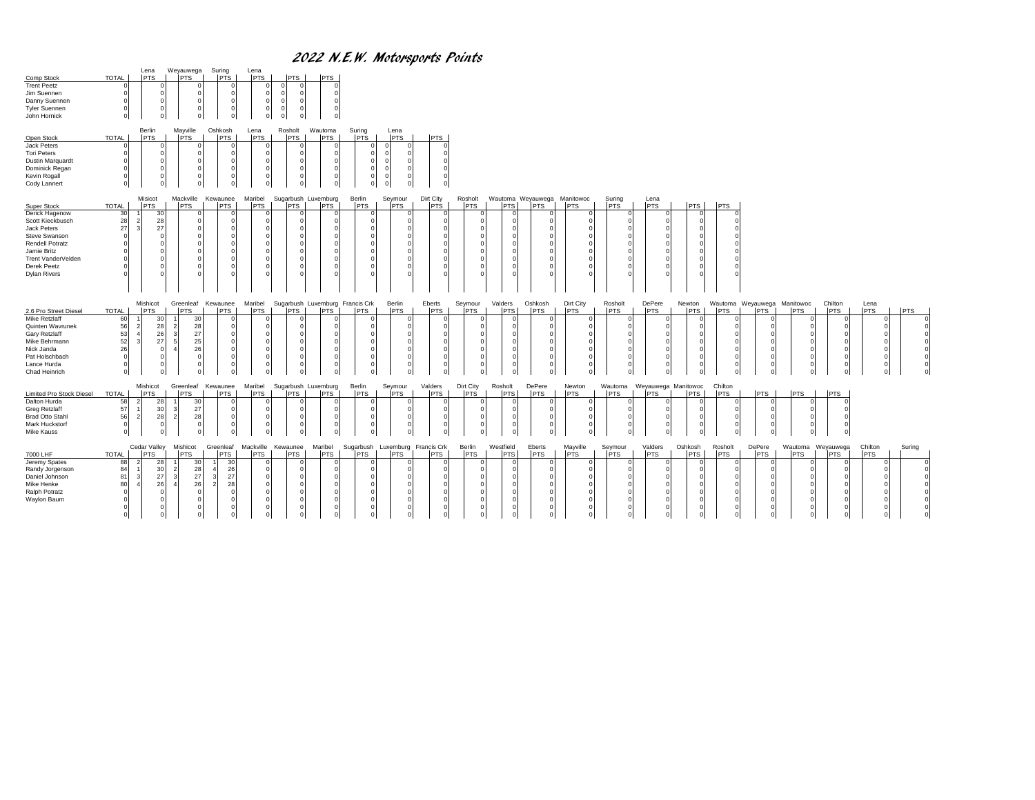# 2022 N.E.W. Motorsports Points

| Comp Stock | TOTAL | Lena PTS | Weyauwega PTS | Suring PTS | Lena PTS | | PTS | PTS |
|---|---|---|---|---|---|---|---|---|
| Trent Peetz | 0 | 0 | 0 | 0 | 0 | 0 | 0 | 0 |
| Jim Suennen | 0 | 0 | 0 | 0 | 0 | 0 | 0 | 0 |
| Danny Suennen | 0 | 0 | 0 | 0 | 0 | 0 | 0 | 0 |
| Tyler Suennen | 0 | 0 | 0 | 0 | 0 | 0 | 0 | 0 |
| John Hornick | 0 | 0 | 0 | 0 | 0 | 0 | 0 | 0 |

| Open Stock | TOTAL | Berlin PTS | Mayville PTS | Oshkosh PTS | Lena PTS | Rosholt PTS | Wautoma PTS | Suring PTS | | Lena PTS | PTS |
|---|---|---|---|---|---|---|---|---|---|---|---|
| Jack Peters | 0 | 0 | 0 | 0 | 0 | 0 | 0 | 0 | 0 | 0 | 0 |
| Tori Peters | 0 | 0 | 0 | 0 | 0 | 0 | 0 | 0 | 0 | 0 | 0 |
| Dustin Marquardt | 0 | 0 | 0 | 0 | 0 | 0 | 0 | 0 | 0 | 0 | 0 |
| Dominick Regan | 0 | 0 | 0 | 0 | 0 | 0 | 0 | 0 | 0 | 0 | 0 |
| Kevin Rogall | 0 | 0 | 0 | 0 | 0 | 0 | 0 | 0 | 0 | 0 | 0 |
| Cody Lannert | 0 | 0 | 0 | 0 | 0 | 0 | 0 | 0 | 0 | 0 | 0 |

| Super Stock | TOTAL | Misicot | Misicot PTS | Mackville PTS | Kewaunee PTS | Maribel PTS | Sugarbush PTS | Luxemburg PTS | Berlin PTS | Seymour PTS | Dirt City PTS | Rosholt PTS | Wautoma PTS | Weyauwega PTS | Manitowoc PTS | Suring PTS | Lena PTS | PTS | PTS |
|---|---|---|---|---|---|---|---|---|---|---|---|---|---|---|---|---|---|---|---|
| Derick Hagenow | 30 | 1 | 30 | 0 | 0 | 0 | 0 | 0 | 0 | 0 | 0 | 0 | 0 | 0 | 0 | 0 | 0 | 0 | |
| Scott Kieckbusch | 28 | 2 | 28 | 0 | 0 | 0 | 0 | 0 | 0 | 0 | 0 | 0 | 0 | 0 | 0 | 0 | 0 | 0 | |
| Jack Peters | 27 | 3 | 27 | 0 | 0 | 0 | 0 | 0 | 0 | 0 | 0 | 0 | 0 | 0 | 0 | 0 | 0 | 0 | |
| Steve Swanson | 0 | | 0 | 0 | 0 | 0 | 0 | 0 | 0 | 0 | 0 | 0 | 0 | 0 | 0 | 0 | 0 | 0 | |
| Rendell Potratz | 0 | | 0 | 0 | 0 | 0 | 0 | 0 | 0 | 0 | 0 | 0 | 0 | 0 | 0 | 0 | 0 | 0 | |
| Jamie Britz | 0 | | 0 | 0 | 0 | 0 | 0 | 0 | 0 | 0 | 0 | 0 | 0 | 0 | 0 | 0 | 0 | 0 | |
| Trent VanderVelden | 0 | | 0 | 0 | 0 | 0 | 0 | 0 | 0 | 0 | 0 | 0 | 0 | 0 | 0 | 0 | 0 | 0 | |
| Derek Peetz | 0 | | 0 | 0 | 0 | 0 | 0 | 0 | 0 | 0 | 0 | 0 | 0 | 0 | 0 | 0 | 0 | 0 | |
| Dylan Rivers | 0 | | 0 | 0 | 0 | 0 | 0 | 0 | 0 | 0 | 0 | 0 | 0 | 0 | 0 | 0 | 0 | 0 | |

| 2.6 Pro Street Diesel | TOTAL | Mishicot | Mishicot PTS | Greenleaf | Greenleaf PTS | Kewaunee PTS | Maribel PTS | Sugarbush PTS | Luxemburg PTS | Francis Crk PTS | Berlin PTS | Eberts PTS | Seymour PTS | Valders PTS | Oshkosh PTS | Dirt City PTS | Rosholt PTS | DePere PTS | Newton PTS | Wautoma PTS | Weyauwega PTS | Manitowoc PTS | Chilton PTS | Lena PTS | PTS |
|---|---|---|---|---|---|---|---|---|---|---|---|---|---|---|---|---|---|---|---|---|---|---|---|---|---|
| Mike Retzlaff | 60 | 1 | 30 | 1 | 30 | 0 | 0 | 0 | 0 | 0 | 0 | 0 | 0 | 0 | 0 | 0 | 0 | 0 | 0 | 0 | 0 | 0 | 0 | 0 | 0 |
| Quinten Wavrunek | 56 | 2 | 28 | 2 | 28 | 0 | 0 | 0 | 0 | 0 | 0 | 0 | 0 | 0 | 0 | 0 | 0 | 0 | 0 | 0 | 0 | 0 | 0 | 0 | 0 |
| Gary Retzlaff | 53 | 4 | 26 | 3 | 27 | 0 | 0 | 0 | 0 | 0 | 0 | 0 | 0 | 0 | 0 | 0 | 0 | 0 | 0 | 0 | 0 | 0 | 0 | 0 | 0 |
| Mike Behrmann | 52 | 3 | 27 | 5 | 25 | 0 | 0 | 0 | 0 | 0 | 0 | 0 | 0 | 0 | 0 | 0 | 0 | 0 | 0 | 0 | 0 | 0 | 0 | 0 | 0 |
| Nick Janda | 26 | | 0 | 4 | 26 | 0 | 0 | 0 | 0 | 0 | 0 | 0 | 0 | 0 | 0 | 0 | 0 | 0 | 0 | 0 | 0 | 0 | 0 | 0 | 0 |
| Pat Holschbach | 0 | | 0 | | 0 | 0 | 0 | 0 | 0 | 0 | 0 | 0 | 0 | 0 | 0 | 0 | 0 | 0 | 0 | 0 | 0 | 0 | 0 | 0 | 0 |
| Lance Hurda | 0 | | 0 | | 0 | 0 | 0 | 0 | 0 | 0 | 0 | 0 | 0 | 0 | 0 | 0 | 0 | 0 | 0 | 0 | 0 | 0 | 0 | 0 | 0 |
| Chad Heinrich | 0 | | 0 | | 0 | 0 | 0 | 0 | 0 | 0 | 0 | 0 | 0 | 0 | 0 | 0 | 0 | 0 | 0 | 0 | 0 | 0 | 0 | 0 | 0 |

| Limited Pro Stock Diesel | TOTAL | Mishicot | Mishicot PTS | Greenleaf | Greenleaf PTS | Kewaunee PTS | Maribel PTS | Sugarbush PTS | Luxemburg PTS | Berlin PTS | Seymour PTS | Valders PTS | Dirt City PTS | Rosholt PTS | DePere PTS | Newton PTS | Wautoma PTS | Weyauwega PTS | Manitowoc PTS | Chilton PTS | PTS | PTS | PTS |
|---|---|---|---|---|---|---|---|---|---|---|---|---|---|---|---|---|---|---|---|---|---|---|---|
| Dalton Hurda | 58 | 2 | 28 | 1 | 30 | 0 | 0 | 0 | 0 | 0 | 0 | 0 | 0 | 0 | 0 | 0 | 0 | 0 | 0 | 0 | 0 | 0 | 0 |
| Greg Retzlaff | 57 | 1 | 30 | 3 | 27 | 0 | 0 | 0 | 0 | 0 | 0 | 0 | 0 | 0 | 0 | 0 | 0 | 0 | 0 | 0 | 0 | 0 | 0 |
| Brad Otto Stahl | 56 | 2 | 28 | 2 | 28 | 0 | 0 | 0 | 0 | 0 | 0 | 0 | 0 | 0 | 0 | 0 | 0 | 0 | 0 | 0 | 0 | 0 | 0 |
| Mark Huckstorf | 0 | | 0 | | 0 | 0 | 0 | 0 | 0 | 0 | 0 | 0 | 0 | 0 | 0 | 0 | 0 | 0 | 0 | 0 | 0 | 0 | 0 |
| Mike Kauss | 0 | | 0 | | 0 | 0 | 0 | 0 | 0 | 0 | 0 | 0 | 0 | 0 | 0 | 0 | 0 | 0 | 0 | 0 | 0 | 0 | 0 |

| 7000 LHF | TOTAL | Cedar Valley | Cedar Valley PTS | Mishicot | Mishicot PTS | Greenleaf | Greenleaf PTS | Mackville PTS | Kewaunee PTS | Maribel PTS | Sugarbush PTS | Luxemburg PTS | Francis Crk PTS | Berlin PTS | Westfield PTS | Eberts PTS | Mayville PTS | Seymour PTS | Valders PTS | Oshkosh PTS | Rosholt PTS | DePere PTS | Wautoma PTS | Weyauwega PTS | Chilton PTS | Suring |
|---|---|---|---|---|---|---|---|---|---|---|---|---|---|---|---|---|---|---|---|---|---|---|---|---|---|---|
| Jeremy Spates | 88 | 2 | 28 | 1 | 30 | 1 | 30 | 0 | 0 | 0 | 0 | 0 | 0 | 0 | 0 | 0 | 0 | 0 | 0 | 0 | 0 | 0 | 0 | 0 | 0 | 0 |
| Randy Jorgenson | 84 | 1 | 30 | 2 | 28 | 4 | 26 | 0 | 0 | 0 | 0 | 0 | 0 | 0 | 0 | 0 | 0 | 0 | 0 | 0 | 0 | 0 | 0 | 0 | 0 | 0 |
| Daniel Johnson | 81 | 3 | 27 | 3 | 27 | 3 | 27 | 0 | 0 | 0 | 0 | 0 | 0 | 0 | 0 | 0 | 0 | 0 | 0 | 0 | 0 | 0 | 0 | 0 | 0 | 0 |
| Mike Henke | 80 | 4 | 26 | 4 | 26 | 2 | 28 | 0 | 0 | 0 | 0 | 0 | 0 | 0 | 0 | 0 | 0 | 0 | 0 | 0 | 0 | 0 | 0 | 0 | 0 | 0 |
| Ralph Potratz | 0 | | 0 | | 0 | | 0 | 0 | 0 | 0 | 0 | 0 | 0 | 0 | 0 | 0 | 0 | 0 | 0 | 0 | 0 | 0 | 0 | 0 | 0 | 0 |
| Waylon Baum | 0 | | 0 | | 0 | | 0 | 0 | 0 | 0 | 0 | 0 | 0 | 0 | 0 | 0 | 0 | 0 | 0 | 0 | 0 | 0 | 0 | 0 | 0 | 0 |
| | 0 | | 0 | | 0 | | 0 | 0 | 0 | 0 | 0 | 0 | 0 | 0 | 0 | 0 | 0 | 0 | 0 | 0 | 0 | 0 | 0 | 0 | 0 | 0 |
| | 0 | | 0 | | 0 | | 0 | 0 | 0 | 0 | 0 | 0 | 0 | 0 | 0 | 0 | 0 | 0 | 0 | 0 | 0 | 0 | 0 | 0 | 0 | 0 |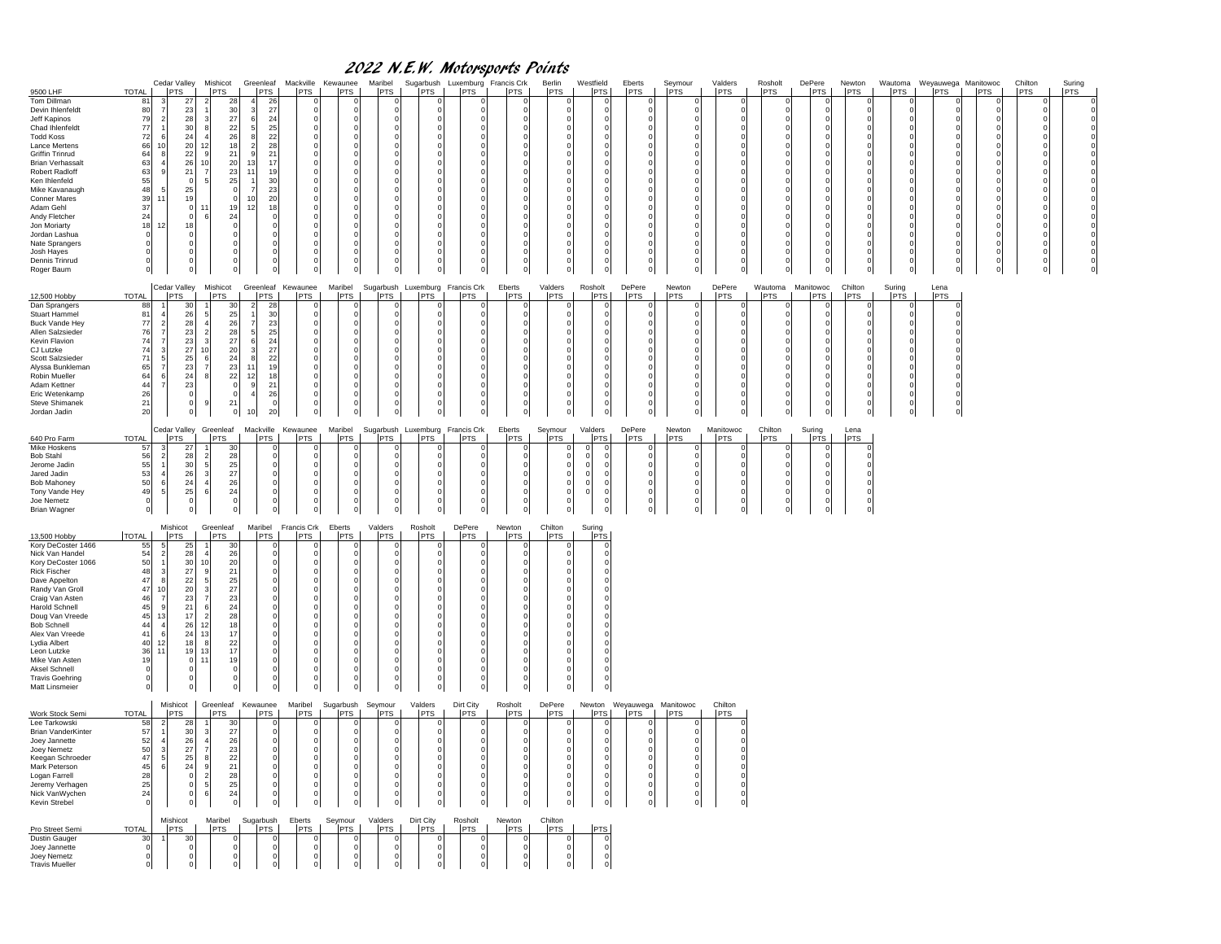# 2022 N.E.W. Motorsports Points

| 9500 LHF | TOTAL | Cedar Valley | | Mishicot | | Greenleaf | | Mackville | Kewaunee | Maribel | Sugarbush | Luxemburg | Francis Crk | Berlin | Westfield | Eberts | Seymour | Valders | Rosholt | DePere | Newton | Wautoma | Weyauwega | Manitowoc | Chilton | Suring |
|---|---|---|---|---|---|---|---|---|---|---|---|---|---|---|---|---|---|---|---|---|---|---|---|---|---|---|
| | | | PTS | | PTS | | PTS | PTS | PTS | PTS | PTS | PTS | PTS | PTS | PTS | PTS | PTS | PTS | PTS | PTS | PTS | PTS | PTS | PTS | PTS | PTS |
| Tom Dillman | 81 | 3 | 27 | 2 | 28 | 4 | 26 | 0 | 0 | 0 | 0 | 0 | 0 | 0 | 0 | 0 | 0 | 0 | 0 | 0 | 0 | 0 | 0 | 0 | 0 | 0 |
| Devin Ihlenfeldt | 80 | 7 | 23 | 1 | 30 | 3 | 27 | 0 | 0 | 0 | 0 | 0 | 0 | 0 | 0 | 0 | 0 | 0 | 0 | 0 | 0 | 0 | 0 | 0 | 0 | 0 |
| Jeff Kapinos | 79 | 2 | 28 | 3 | 27 | 6 | 24 | 0 | 0 | 0 | 0 | 0 | 0 | 0 | 0 | 0 | 0 | 0 | 0 | 0 | 0 | 0 | 0 | 0 | 0 | 0 |
| Chad Ihlenfeldt | 77 | 1 | 30 | 8 | 22 | 5 | 25 | 0 | 0 | 0 | 0 | 0 | 0 | 0 | 0 | 0 | 0 | 0 | 0 | 0 | 0 | 0 | 0 | 0 | 0 | 0 |
| Todd Koss | 72 | 6 | 24 | 4 | 26 | 8 | 22 | 0 | 0 | 0 | 0 | 0 | 0 | 0 | 0 | 0 | 0 | 0 | 0 | 0 | 0 | 0 | 0 | 0 | 0 | 0 |
| Lance Mertens | 66 | 10 | 20 | 12 | 18 | 2 | 28 | 0 | 0 | 0 | 0 | 0 | 0 | 0 | 0 | 0 | 0 | 0 | 0 | 0 | 0 | 0 | 0 | 0 | 0 | 0 |
| Griffin Trinrud | 64 | 8 | 22 | 9 | 21 | 9 | 21 | 0 | 0 | 0 | 0 | 0 | 0 | 0 | 0 | 0 | 0 | 0 | 0 | 0 | 0 | 0 | 0 | 0 | 0 | 0 |
| Brian Verhassalt | 63 | 4 | 26 | 10 | 20 | 13 | 17 | 0 | 0 | 0 | 0 | 0 | 0 | 0 | 0 | 0 | 0 | 0 | 0 | 0 | 0 | 0 | 0 | 0 | 0 | 0 |
| Robert Radloff | 63 | 9 | 21 | 7 | 23 | 11 | 19 | 0 | 0 | 0 | 0 | 0 | 0 | 0 | 0 | 0 | 0 | 0 | 0 | 0 | 0 | 0 | 0 | 0 | 0 | 0 |
| Ken Ihlenfeld | 55 | | 0 | 5 | 25 | 1 | 30 | 0 | 0 | 0 | 0 | 0 | 0 | 0 | 0 | 0 | 0 | 0 | 0 | 0 | 0 | 0 | 0 | 0 | 0 | 0 |
| Mike Kavanaugh | 48 | 5 | 25 | | 0 | 7 | 23 | 0 | 0 | 0 | 0 | 0 | 0 | 0 | 0 | 0 | 0 | 0 | 0 | 0 | 0 | 0 | 0 | 0 | 0 | 0 |
| Conner Mares | 39 | 11 | 19 | | 0 | 10 | 20 | 0 | 0 | 0 | 0 | 0 | 0 | 0 | 0 | 0 | 0 | 0 | 0 | 0 | 0 | 0 | 0 | 0 | 0 | 0 |
| Adam Gehl | 37 | | 0 | 11 | 19 | 12 | 18 | 0 | 0 | 0 | 0 | 0 | 0 | 0 | 0 | 0 | 0 | 0 | 0 | 0 | 0 | 0 | 0 | 0 | 0 | 0 |
| Andy Fletcher | 24 | | 0 | 6 | 24 | | 0 | 0 | 0 | 0 | 0 | 0 | 0 | 0 | 0 | 0 | 0 | 0 | 0 | 0 | 0 | 0 | 0 | 0 | 0 | 0 |
| Jon Moriarty | 18 | 12 | 18 | | 0 | | 0 | 0 | 0 | 0 | 0 | 0 | 0 | 0 | 0 | 0 | 0 | 0 | 0 | 0 | 0 | 0 | 0 | 0 | 0 | 0 |
| Jordan Lashua | 0 | | 0 | | 0 | | 0 | 0 | 0 | 0 | 0 | 0 | 0 | 0 | 0 | 0 | 0 | 0 | 0 | 0 | 0 | 0 | 0 | 0 | 0 | 0 |
| Nate Sprangers | 0 | | 0 | | 0 | | 0 | 0 | 0 | 0 | 0 | 0 | 0 | 0 | 0 | 0 | 0 | 0 | 0 | 0 | 0 | 0 | 0 | 0 | 0 | 0 |
| Josh Hayes | 0 | | 0 | | 0 | | 0 | 0 | 0 | 0 | 0 | 0 | 0 | 0 | 0 | 0 | 0 | 0 | 0 | 0 | 0 | 0 | 0 | 0 | 0 | 0 |
| Dennis Trinrud | 0 | | 0 | | 0 | | 0 | 0 | 0 | 0 | 0 | 0 | 0 | 0 | 0 | 0 | 0 | 0 | 0 | 0 | 0 | 0 | 0 | 0 | 0 | 0 |
| Roger Baum | 0 | | 0 | | 0 | | 0 | 0 | 0 | 0 | 0 | 0 | 0 | 0 | 0 | 0 | 0 | 0 | 0 | 0 | 0 | 0 | 0 | 0 | 0 | 0 |

| 12,500 Hobby | TOTAL | Cedar Valley | | Mishicot | | Greenleaf | | Kewaunee | Maribel | Sugarbush | Luxemburg | Francis Crk | Eberts | Valders | Rosholt | DePere | Newton | DePere | Wautoma | Manitowoc | Chilton | Suring | Lena |
|---|---|---|---|---|---|---|---|---|---|---|---|---|---|---|---|---|---|---|---|---|---|---|---|
| | | | PTS | | PTS | | PTS | PTS | PTS | PTS | PTS | PTS | PTS | PTS | PTS | PTS | PTS | PTS | PTS | PTS | PTS | PTS | PTS |
| Dan Sprangers | 88 | 1 | 30 | 1 | 30 | 2 | 28 | 0 | 0 | 0 | 0 | 0 | 0 | 0 | 0 | 0 | 0 | 0 | 0 | 0 | 0 | 0 | 0 |
| Stuart Hammel | 81 | 4 | 26 | 5 | 25 | 1 | 30 | 0 | 0 | 0 | 0 | 0 | 0 | 0 | 0 | 0 | 0 | 0 | 0 | 0 | 0 | 0 | 0 |
| Buck Vande Hey | 77 | 2 | 28 | 4 | 26 | 7 | 23 | 0 | 0 | 0 | 0 | 0 | 0 | 0 | 0 | 0 | 0 | 0 | 0 | 0 | 0 | 0 | 0 |
| Allen Salzsieder | 76 | 7 | 23 | 2 | 28 | 5 | 25 | 0 | 0 | 0 | 0 | 0 | 0 | 0 | 0 | 0 | 0 | 0 | 0 | 0 | 0 | 0 | 0 |
| Kevin Flavion | 74 | 7 | 23 | 3 | 27 | 6 | 24 | 0 | 0 | 0 | 0 | 0 | 0 | 0 | 0 | 0 | 0 | 0 | 0 | 0 | 0 | 0 | 0 |
| CJ Lutzke | 74 | 3 | 27 | 10 | 20 | 3 | 27 | 0 | 0 | 0 | 0 | 0 | 0 | 0 | 0 | 0 | 0 | 0 | 0 | 0 | 0 | 0 | 0 |
| Scott Salzsieder | 71 | 5 | 25 | 6 | 24 | 8 | 22 | 0 | 0 | 0 | 0 | 0 | 0 | 0 | 0 | 0 | 0 | 0 | 0 | 0 | 0 | 0 | 0 |
| Alyssa Bunkleman | 65 | 7 | 23 | 7 | 23 | 11 | 19 | 0 | 0 | 0 | 0 | 0 | 0 | 0 | 0 | 0 | 0 | 0 | 0 | 0 | 0 | 0 | 0 |
| Robin Mueller | 64 | 6 | 24 | 8 | 22 | 12 | 18 | 0 | 0 | 0 | 0 | 0 | 0 | 0 | 0 | 0 | 0 | 0 | 0 | 0 | 0 | 0 | 0 |
| Adam Kettner | 44 | 7 | 23 | | 0 | 9 | 21 | 0 | 0 | 0 | 0 | 0 | 0 | 0 | 0 | 0 | 0 | 0 | 0 | 0 | 0 | 0 | 0 |
| Eric Wetenkamp | 26 | | 0 | | 0 | 4 | 26 | 0 | 0 | 0 | 0 | 0 | 0 | 0 | 0 | 0 | 0 | 0 | 0 | 0 | 0 | 0 | 0 |
| Steve Shimanek | 21 | | 0 | 9 | 21 | | 0 | 0 | 0 | 0 | 0 | 0 | 0 | 0 | 0 | 0 | 0 | 0 | 0 | 0 | 0 | 0 | 0 |
| Jordan Jadin | 20 | | 0 | | 0 | 10 | 20 | 0 | 0 | 0 | 0 | 0 | 0 | 0 | 0 | 0 | 0 | 0 | 0 | 0 | 0 | 0 | 0 |

| 640 Pro Farm | TOTAL | Cedar Valley | | Greenleaf | | Mackville | Kewaunee | Maribel | Sugarbush | Luxemburg | Francis Crk | Eberts | Seymour | Valders | | DePere | Newton | Manitowoc | Chilton | Suring | Lena |
|---|---|---|---|---|---|---|---|---|---|---|---|---|---|---|---|---|---|---|---|---|---|
| | | | PTS | | PTS | PTS | PTS | PTS | PTS | PTS | PTS | PTS | PTS | | PTS | PTS | PTS | PTS | PTS | PTS | PTS |
| Mike Hoskens | 57 | 3 | 27 | 1 | 30 | 0 | 0 | 0 | 0 | 0 | 0 | 0 | 0 | 0 | 0 | 0 | 0 | 0 | 0 | 0 | 0 |
| Bob Stahl | 56 | 2 | 28 | 2 | 28 | 0 | 0 | 0 | 0 | 0 | 0 | 0 | 0 | 0 | 0 | 0 | 0 | 0 | 0 | 0 | 0 |
| Jerome Jadin | 55 | 1 | 30 | 5 | 25 | 0 | 0 | 0 | 0 | 0 | 0 | 0 | 0 | 0 | 0 | 0 | 0 | 0 | 0 | 0 | 0 |
| Jared Jadin | 53 | 4 | 26 | 3 | 27 | 0 | 0 | 0 | 0 | 0 | 0 | 0 | 0 | 0 | 0 | 0 | 0 | 0 | 0 | 0 | 0 |
| Bob Mahoney | 50 | 6 | 24 | 4 | 26 | 0 | 0 | 0 | 0 | 0 | 0 | 0 | 0 | 0 | 0 | 0 | 0 | 0 | 0 | 0 | 0 |
| Tony Vande Hey | 49 | 5 | 25 | 6 | 24 | 0 | 0 | 0 | 0 | 0 | 0 | 0 | 0 | 0 | 0 | 0 | 0 | 0 | 0 | 0 | 0 |
| Joe Nemetz | 0 | | 0 | | 0 | 0 | 0 | 0 | 0 | 0 | 0 | 0 | 0 | | 0 | 0 | 0 | 0 | 0 | 0 | 0 |
| Brian Wagner | 0 | | 0 | | 0 | 0 | 0 | 0 | 0 | 0 | 0 | 0 | 0 | | 0 | 0 | 0 | 0 | 0 | 0 | 0 |

| 13,500 Hobby | TOTAL | Mishicot | | Greenleaf | | Maribel | Francis Crk | Eberts | Valders | Rosholt | DePere | Newton | Chilton | Suring |
|---|---|---|---|---|---|---|---|---|---|---|---|---|---|---|
| | | | PTS | | PTS | PTS | PTS | PTS | PTS | PTS | PTS | PTS | PTS | PTS |
| Kory DeCoster 1466 | 55 | 5 | 25 | 1 | 30 | 0 | 0 | 0 | 0 | 0 | 0 | 0 | 0 | 0 |
| Nick Van Handel | 54 | 2 | 28 | 4 | 26 | 0 | 0 | 0 | 0 | 0 | 0 | 0 | 0 | 0 |
| Kory DeCoster 1066 | 50 | 1 | 30 | 10 | 20 | 0 | 0 | 0 | 0 | 0 | 0 | 0 | 0 | 0 |
| Rick Fischer | 48 | 3 | 27 | 9 | 21 | 0 | 0 | 0 | 0 | 0 | 0 | 0 | 0 | 0 |
| Dave Appelton | 47 | 8 | 22 | 5 | 25 | 0 | 0 | 0 | 0 | 0 | 0 | 0 | 0 | 0 |
| Randy Van Groll | 47 | 10 | 20 | 3 | 27 | 0 | 0 | 0 | 0 | 0 | 0 | 0 | 0 | 0 |
| Craig Van Asten | 46 | 7 | 23 | 7 | 23 | 0 | 0 | 0 | 0 | 0 | 0 | 0 | 0 | 0 |
| Harold Schnell | 45 | 9 | 21 | 6 | 24 | 0 | 0 | 0 | 0 | 0 | 0 | 0 | 0 | 0 |
| Doug Van Vreede | 45 | 13 | 17 | 2 | 28 | 0 | 0 | 0 | 0 | 0 | 0 | 0 | 0 | 0 |
| Bob Schnell | 44 | 4 | 26 | 12 | 18 | 0 | 0 | 0 | 0 | 0 | 0 | 0 | 0 | 0 |
| Alex Van Vreede | 41 | 6 | 24 | 13 | 17 | 0 | 0 | 0 | 0 | 0 | 0 | 0 | 0 | 0 |
| Lydia Albert | 40 | 12 | 18 | 8 | 22 | 0 | 0 | 0 | 0 | 0 | 0 | 0 | 0 | 0 |
| Leon Lutzke | 36 | 11 | 19 | 13 | 17 | 0 | 0 | 0 | 0 | 0 | 0 | 0 | 0 | 0 |
| Mike Van Asten | 19 | | 0 | 11 | 19 | 0 | 0 | 0 | 0 | 0 | 0 | 0 | 0 | 0 |
| Aksel Schnell | 0 | | 0 | | 0 | 0 | 0 | 0 | 0 | 0 | 0 | 0 | 0 | 0 |
| Travis Goehring | 0 | | 0 | | 0 | 0 | 0 | 0 | 0 | 0 | 0 | 0 | 0 | 0 |
| Matt Linsmeier | 0 | | 0 | | 0 | 0 | 0 | 0 | 0 | 0 | 0 | 0 | 0 | 0 |

| Work Stock Semi | TOTAL | Mishicot | | Greenleaf | | Kewaunee | Maribel | Sugarbush | Seymour | Valders | Dirt City | Rosholt | DePere | Newton | Weyauwega | Manitowoc | Chilton |
|---|---|---|---|---|---|---|---|---|---|---|---|---|---|---|---|---|---|
| | | | PTS | | PTS | PTS | PTS | PTS | PTS | PTS | PTS | PTS | PTS | PTS | PTS | PTS | PTS |
| Lee Tarkowski | 58 | 2 | 28 | 1 | 30 | 0 | 0 | 0 | 0 | 0 | 0 | 0 | 0 | 0 | 0 | 0 | 0 |
| Brian VanderKinter | 57 | 1 | 30 | 3 | 27 | 0 | 0 | 0 | 0 | 0 | 0 | 0 | 0 | 0 | 0 | 0 | 0 |
| Joey Jannette | 52 | 4 | 26 | 4 | 26 | 0 | 0 | 0 | 0 | 0 | 0 | 0 | 0 | 0 | 0 | 0 | 0 |
| Joey Nemetz | 50 | 3 | 27 | 7 | 23 | 0 | 0 | 0 | 0 | 0 | 0 | 0 | 0 | 0 | 0 | 0 | 0 |
| Keegan Schroeder | 47 | 5 | 25 | 8 | 22 | 0 | 0 | 0 | 0 | 0 | 0 | 0 | 0 | 0 | 0 | 0 | 0 |
| Mark Peterson | 45 | 6 | 24 | 9 | 21 | 0 | 0 | 0 | 0 | 0 | 0 | 0 | 0 | 0 | 0 | 0 | 0 |
| Logan Farrell | 28 | | 0 | 2 | 28 | 0 | 0 | 0 | 0 | 0 | 0 | 0 | 0 | 0 | 0 | 0 | 0 |
| Jeremy Verhagen | 25 | | 0 | 5 | 25 | 0 | 0 | 0 | 0 | 0 | 0 | 0 | 0 | 0 | 0 | 0 | 0 |
| Nick VanWychen | 24 | | 0 | 6 | 24 | 0 | 0 | 0 | 0 | 0 | 0 | 0 | 0 | 0 | 0 | 0 | 0 |
| Kevin Strebel | 0 | | 0 | | 0 | 0 | 0 | 0 | 0 | 0 | 0 | 0 | 0 | 0 | 0 | 0 | 0 |

| Pro Street Semi | TOTAL | Mishicot | | Maribel | Sugarbush | Eberts | Seymour | Valders | Dirt City | Rosholt | Newton | Chilton | |
|---|---|---|---|---|---|---|---|---|---|---|---|---|---|
| | | | PTS | PTS | PTS | PTS | PTS | PTS | PTS | PTS | PTS | PTS | PTS |
| Dustin Gauger | 30 | 1 | 30 | 0 | 0 | 0 | 0 | 0 | 0 | 0 | 0 | 0 | 0 |
| Joey Jannette | 0 | | 0 | 0 | 0 | 0 | 0 | 0 | 0 | 0 | 0 | 0 | 0 |
| Joey Nemetz | 0 | | 0 | 0 | 0 | 0 | 0 | 0 | 0 | 0 | 0 | 0 | 0 |
| Travis Mueller | 0 | | 0 | 0 | 0 | 0 | 0 | 0 | 0 | 0 | 0 | 0 | 0 |